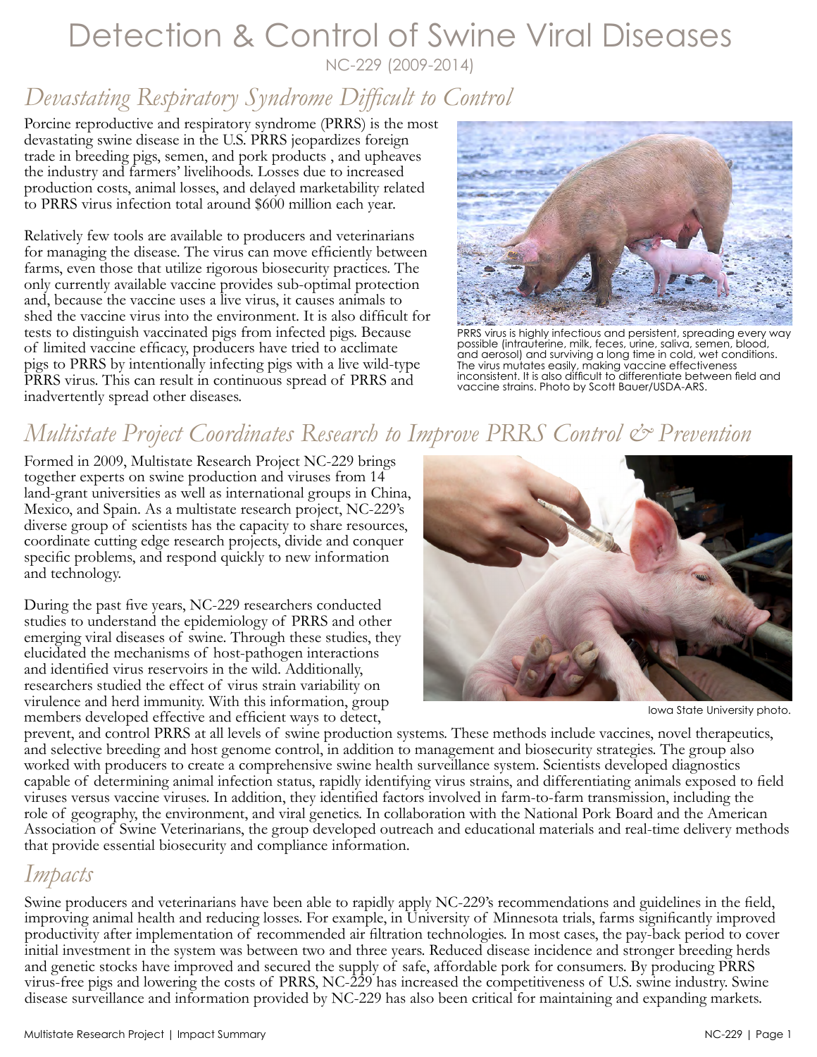# Detection & Control of Swine Viral Diseases

NC-229 (2009-2014)

## *Devastating Respiratory Syndrome Difficult to Control*

Porcine reproductive and respiratory syndrome (PRRS) is the most devastating swine disease in the U.S. PRRS jeopardizes foreign trade in breeding pigs, semen, and pork products , and upheaves the industry and farmers' livelihoods. Losses due to increased production costs, animal losses, and delayed marketability related to PRRS virus infection total around $600 million each year.

Relatively few tools are available to producers and veterinarians for managing the disease. The virus can move efficiently between farms, even those that utilize rigorous biosecurity practices. The only currently available vaccine provides sub-optimal protection and, because the vaccine uses a live virus, it causes animals to shed the vaccine virus into the environment. It is also difficult for tests to distinguish vaccinated pigs from infected pigs. Because of limited vaccine efficacy, producers have tried to acclimate pigs to PRRS by intentionally infecting pigs with a live wild-type PRRS virus. This can result in continuous spread of PRRS and inadvertently spread other diseases.

PRRS virus is highly infectious and persistent, spreading every way possible (intrauterine, milk, feces, urine, saliva, semen, blood, and aerosol) and surviving a long time in cold, wet conditions. The virus mutates easily, making vaccine effectiveness inconsistent. It is also difficult to differentiate between field and vaccine strains. Photo by Scott Bauer/USDA-ARS.

## *Multistate Project Coordinates Research to Improve PRRS Control & Prevention*

Formed in 2009, Multistate Research Project NC-229 brings together experts on swine production and viruses from 14 land-grant universities as well as international groups in China, Mexico, and Spain. As a multistate research project, NC-229's diverse group of scientists has the capacity to share resources, coordinate cutting edge research projects, divide and conquer specific problems, and respond quickly to new information and technology.

During the past five years, NC-229 researchers conducted studies to understand the epidemiology of PRRS and other emerging viral diseases of swine. Through these studies, they elucidated the mechanisms of host-pathogen interactions and identified virus reservoirs in the wild. Additionally, researchers studied the effect of virus strain variability on virulence and herd immunity. With this information, group members developed effective and efficient ways to detect, prevent, and control PRRS at all levels of swine production systems. These methods include vaccines, novel therapeutics, and selective breeding and host genome control, in addition to management and biosecurity strategies. The group also worked with producers to create a comprehensive swine health surveillance system. Scientists developed diagnostics capable of determining animal infection status, rapidly identifying virus strains, and differentiating animals exposed to field viruses versus vaccine viruses. In addition, they identified factors involved in farm-to-farm transmission, including the role of geography, the environment, and viral genetics. In collaboration with the National Pork Board and the American Association of Swine Veterinarians, the group developed outreach and educational materials and real-time delivery methods that provide essential biosecurity and compliance information.

Iowa State University photo.

## *Impacts*

Swine producers and veterinarians have been able to rapidly apply NC-229's recommendations and guidelines in the field, improving animal health and reducing losses. For example, in University of Minnesota trials, farms significantly improved productivity after implementation of recommended air filtration technologies. In most cases, the pay-back period to cover initial investment in the system was between two and three years. Reduced disease incidence and stronger breeding herds and genetic stocks have improved and secured the supply of safe, affordable pork for consumers. By producing PRRS virus-free pigs and lowering the costs of PRRS, NC-229 has increased the competitiveness of U.S. swine industry. Swine disease surveillance and information provided by NC-229 has also been critical for maintaining and expanding markets.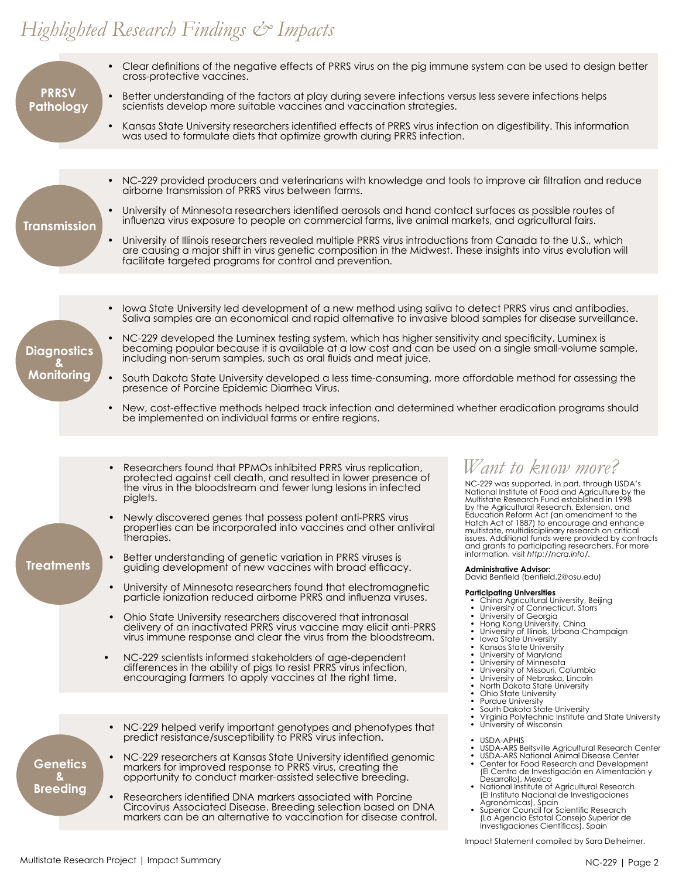# *Highlighted Research Findings & Impacts*

## PRRSV Pathology

- Clear definitions of the negative effects of PRRS virus on the pig immune system can be used to design better cross-protective vaccines.
- Better understanding of the factors at play during severe infections versus less severe infections helps scientists develop more suitable vaccines and vaccination strategies.
- Kansas State University researchers identified effects of PRRS virus infection on digestibility. This information was used to formulate diets that optimize growth during PRRS infection.

## Transmission

- NC-229 provided producers and veterinarians with knowledge and tools to improve air filtration and reduce airborne transmission of PRRS virus between farms.
- University of Minnesota researchers identified aerosols and hand contact surfaces as possible routes of influenza virus exposure to people on commercial farms, live animal markets, and agricultural fairs.
- University of Illinois researchers revealed multiple PRRS virus introductions from Canada to the U.S., which are causing a major shift in virus genetic composition in the Midwest. These insights into virus evolution will facilitate targeted programs for control and prevention.

## Diagnostics & Monitoring

- Iowa State University led development of a new method using saliva to detect PRRS virus and antibodies. Saliva samples are an economical and rapid alternative to invasive blood samples for disease surveillance.
- NC-229 developed the Luminex testing system, which has higher sensitivity and specificity. Luminex is becoming popular because it is available at a low cost and can be used on a single small-volume sample, including non-serum samples, such as oral fluids and meat juice.
- South Dakota State University developed a less time-consuming, more affordable method for assessing the presence of Porcine Epidemic Diarrhea Virus.
- New, cost-effective methods helped track infection and determined whether eradication programs should be implemented on individual farms or entire regions.

## Treatments

- Researchers found that PPMOs inhibited PRRS virus replication, protected against cell death, and resulted in lower presence of the virus in the bloodstream and fewer lung lesions in infected piglets.
- Newly discovered genes that possess potent anti-PRRS virus properties can be incorporated into vaccines and other antiviral therapies.
- Better understanding of genetic variation in PRRS viruses is guiding development of new vaccines with broad efficacy.
- University of Minnesota researchers found that electromagnetic particle ionization reduced airborne PRRS and influenza viruses.
- Ohio State University researchers discovered that intranasal delivery of an inactivated PRRS virus vaccine may elicit anti-PRRS virus immune response and clear the virus from the bloodstream.
- NC-229 scientists informed stakeholders of age-dependent differences in the ability of pigs to resist PRRS virus infection, encouraging farmers to apply vaccines at the right time.

## Genetics & Breeding

- NC-229 helped verify important genotypes and phenotypes that predict resistance/susceptibility to PRRS virus infection.
- NC-229 researchers at Kansas State University identified genomic markers for improved response to PRRS virus, creating the opportunity to conduct marker-assisted selective breeding.
- Researchers identified DNA markers associated with Porcine Circovirus Associated Disease. Breeding selection based on DNA markers can be an alternative to vaccination for disease control.

## *Want to know more?*

NC-229 was supported, in part, through USDA's National Institute of Food and Agriculture by the Multistate Research Fund established in 1998 by the Agricultural Research, Extension, and Education Reform Act (an amendment to the Hatch Act of 1887) to encourage and enhance multistate, multidisciplinary research on critical issues. Additional funds were provided by contracts and grants to participating researchers. For more information, visit *http://ncra.info/*.

**Administrative Advisor:**
David Benfield (benfield.2@osu.edu)

**Participating Universities**

- China Agricultural University, Beijing
- University of Connecticut, Storrs
- University of Georgia
- Hong Kong University, China
- University of Illinois, Urbana-Champaign
- Iowa State University
- Kansas State University
- University of Maryland
- University of Minnesota
- University of Missouri, Columbia
- University of Nebraska, Lincoln
- North Dakota State University
- Ohio State University
- Purdue University
- South Dakota State University
- Virginia Polytechnic Institute and State University
- University of Wisconsin

- USDA-APHIS
- USDA-ARS Beltsville Agricultural Research Center
- USDA-ARS National Animal Disease Center
- Center for Food Research and Development (El Centro de Investigación en Alimentación y Desarrollo), Mexico
- National Institute of Agricultural Research (El Instituto Nacional de Investigaciones Agronómicas), Spain
- Superior Council for Scientific Research (La Agencia Estatal Consejo Superior de Investigaciones Científicas), Spain

Impact Statement compiled by Sara Delheimer.